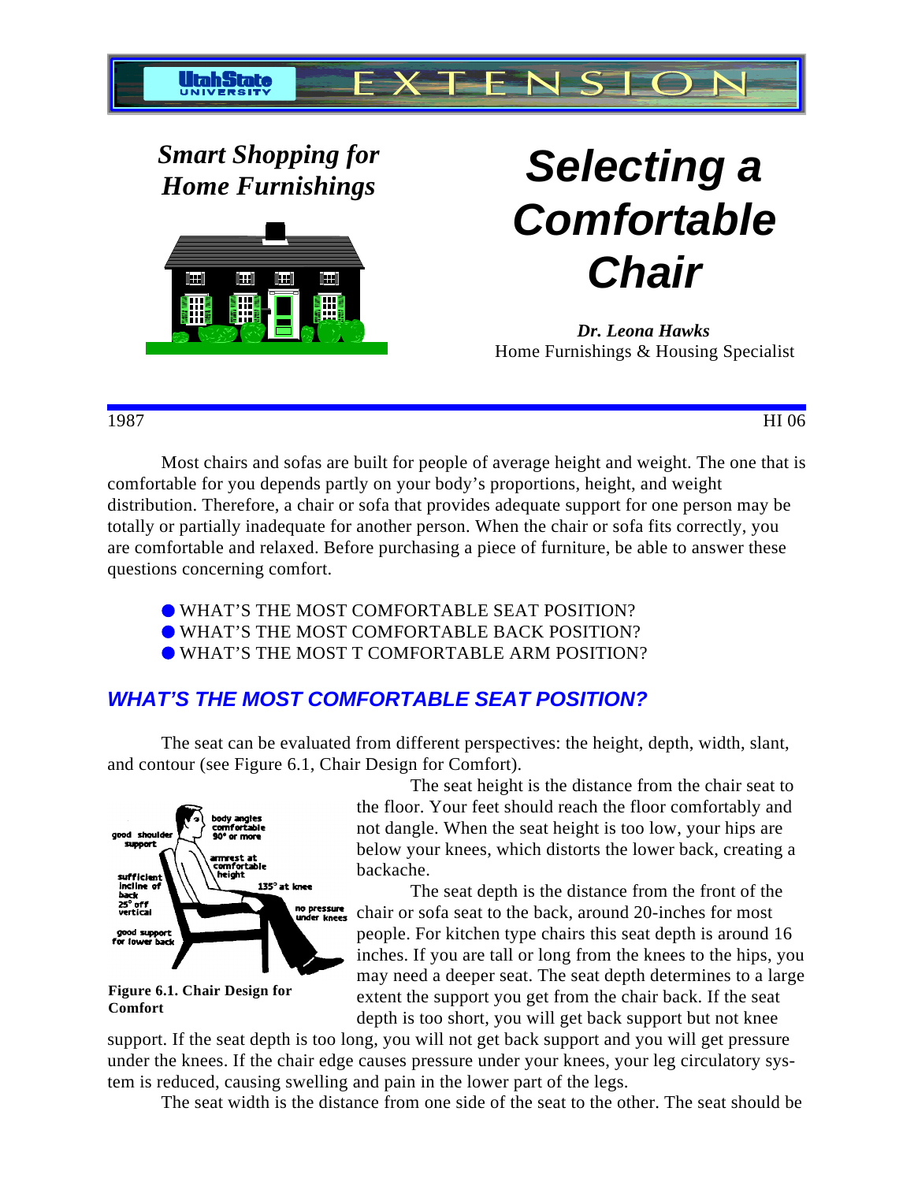Utah State University EXTENSION

*Smart Shopping for Home Furnishings*

# *Selecting a Comfortable Chair*

***Dr. Leona Hawks***
Home Furnishings & Housing Specialist

1987 HI 06

Most chairs and sofas are built for people of average height and weight. The one that is comfortable for you depends partly on your body's proportions, height, and weight distribution. Therefore, a chair or sofa that provides adequate support for one person may be totally or partially inadequate for another person. When the chair or sofa fits correctly, you are comfortable and relaxed. Before purchasing a piece of furniture, be able to answer these questions concerning comfort.

- WHAT'S THE MOST COMFORTABLE SEAT POSITION?
- WHAT'S THE MOST COMFORTABLE BACK POSITION?
- WHAT'S THE MOST T COMFORTABLE ARM POSITION?

## *WHAT'S THE MOST COMFORTABLE SEAT POSITION?*

The seat can be evaluated from different perspectives: the height, depth, width, slant, and contour (see Figure 6.1, Chair Design for Comfort).

good shoulder support; body angles comfortable 90° or more; armrest at comfortable height; sufficient incline of back 25° off vertical; 135° at knee; no pressure under knees; good support for lower back

**Figure 6.1. Chair Design for Comfort**

The seat height is the distance from the chair seat to the floor. Your feet should reach the floor comfortably and not dangle. When the seat height is too low, your hips are below your knees, which distorts the lower back, creating a backache.

The seat depth is the distance from the front of the chair or sofa seat to the back, around 20-inches for most people. For kitchen type chairs this seat depth is around 16 inches. If you are tall or long from the knees to the hips, you may need a deeper seat. The seat depth determines to a large extent the support you get from the chair back. If the seat depth is too short, you will get back support but not knee support. If the seat depth is too long, you will not get back support and you will get pressure under the knees. If the chair edge causes pressure under your knees, your leg circulatory system is reduced, causing swelling and pain in the lower part of the legs.

The seat width is the distance from one side of the seat to the other. The seat should be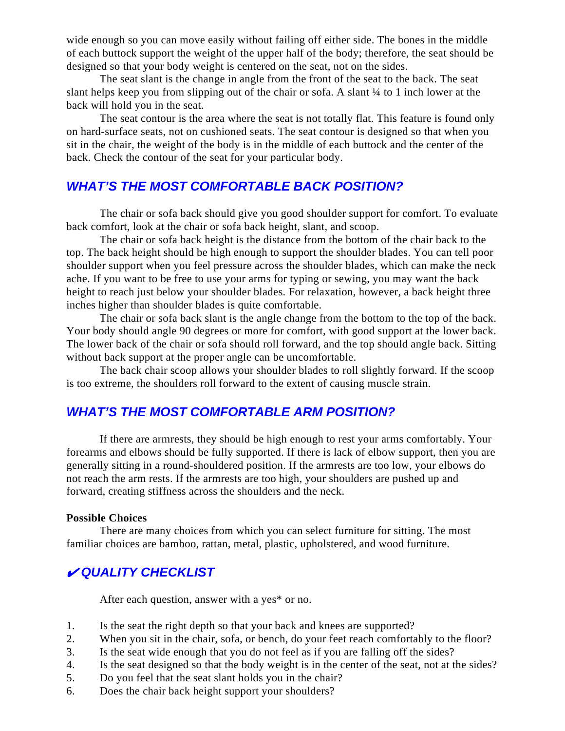wide enough so you can move easily without failing off either side. The bones in the middle of each buttock support the weight of the upper half of the body; therefore, the seat should be designed so that your body weight is centered on the seat, not on the sides.

The seat slant is the change in angle from the front of the seat to the back. The seat slant helps keep you from slipping out of the chair or sofa. A slant ¼ to 1 inch lower at the back will hold you in the seat.

The seat contour is the area where the seat is not totally flat. This feature is found only on hard-surface seats, not on cushioned seats. The seat contour is designed so that when you sit in the chair, the weight of the body is in the middle of each buttock and the center of the back. Check the contour of the seat for your particular body.

## *WHAT'S THE MOST COMFORTABLE BACK POSITION?*

The chair or sofa back should give you good shoulder support for comfort. To evaluate back comfort, look at the chair or sofa back height, slant, and scoop.

The chair or sofa back height is the distance from the bottom of the chair back to the top. The back height should be high enough to support the shoulder blades. You can tell poor shoulder support when you feel pressure across the shoulder blades, which can make the neck ache. If you want to be free to use your arms for typing or sewing, you may want the back height to reach just below your shoulder blades. For relaxation, however, a back height three inches higher than shoulder blades is quite comfortable.

The chair or sofa back slant is the angle change from the bottom to the top of the back. Your body should angle 90 degrees or more for comfort, with good support at the lower back. The lower back of the chair or sofa should roll forward, and the top should angle back. Sitting without back support at the proper angle can be uncomfortable.

The back chair scoop allows your shoulder blades to roll slightly forward. If the scoop is too extreme, the shoulders roll forward to the extent of causing muscle strain.

## *WHAT'S THE MOST COMFORTABLE ARM POSITION?*

If there are armrests, they should be high enough to rest your arms comfortably. Your forearms and elbows should be fully supported. If there is lack of elbow support, then you are generally sitting in a round-shouldered position. If the armrests are too low, your elbows do not reach the arm rests. If the armrests are too high, your shoulders are pushed up and forward, creating stiffness across the shoulders and the neck.

**Possible Choices**

There are many choices from which you can select furniture for sitting. The most familiar choices are bamboo, rattan, metal, plastic, upholstered, and wood furniture.

## *✔ QUALITY CHECKLIST*

After each question, answer with a yes* or no.

1. Is the seat the right depth so that your back and knees are supported?
2. When you sit in the chair, sofa, or bench, do your feet reach comfortably to the floor?
3. Is the seat wide enough that you do not feel as if you are falling off the sides?
4. Is the seat designed so that the body weight is in the center of the seat, not at the sides?
5. Do you feel that the seat slant holds you in the chair?
6. Does the chair back height support your shoulders?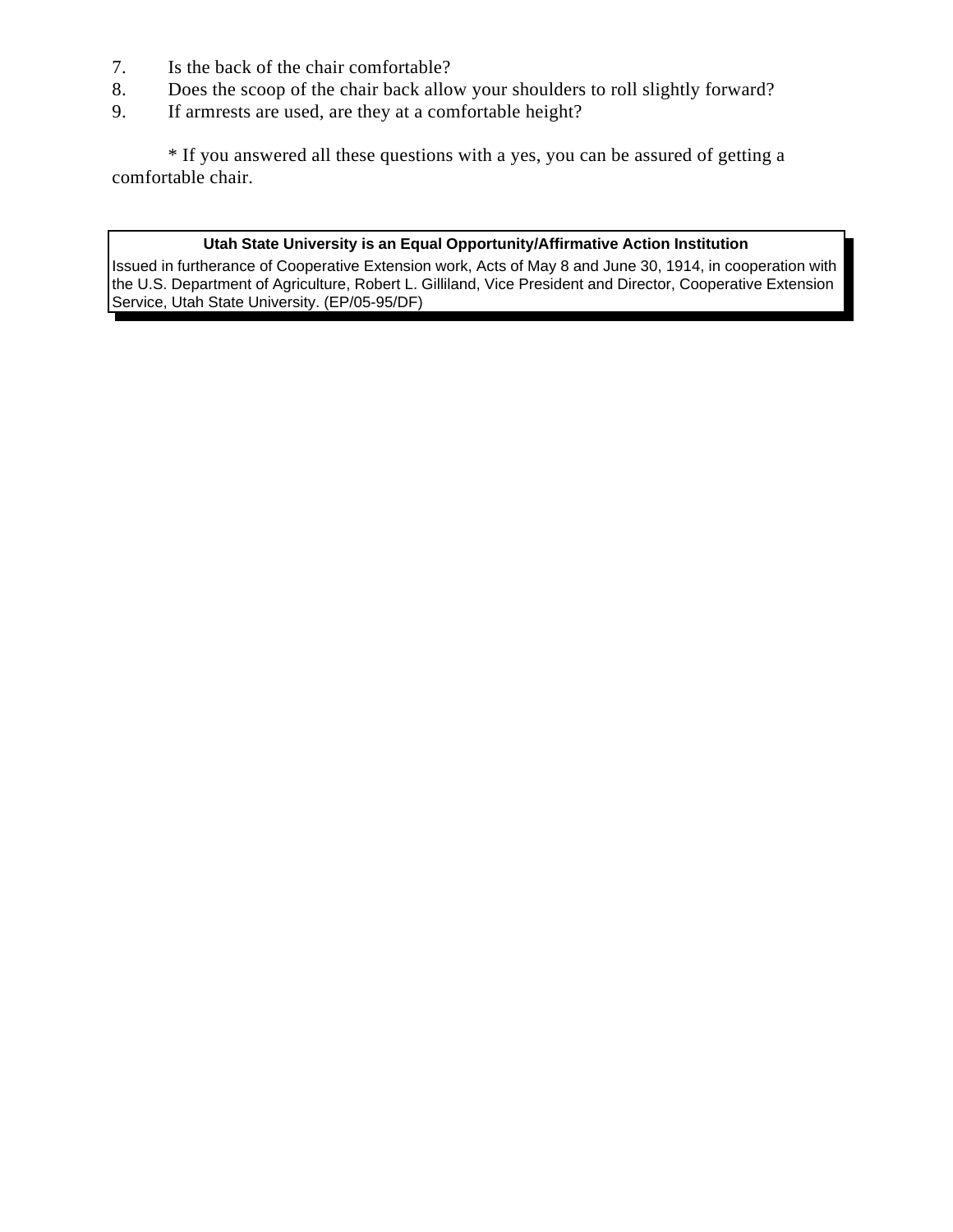7. Is the back of the chair comfortable?
8. Does the scoop of the chair back allow your shoulders to roll slightly forward?
9. If armrests are used, are they at a comfortable height?

* If you answered all these questions with a yes, you can be assured of getting a comfortable chair.

**Utah State University is an Equal Opportunity/Affirmative Action Institution**

Issued in furtherance of Cooperative Extension work, Acts of May 8 and June 30, 1914, in cooperation with the U.S. Department of Agriculture, Robert L. Gilliland, Vice President and Director, Cooperative Extension Service, Utah State University. (EP/05-95/DF)